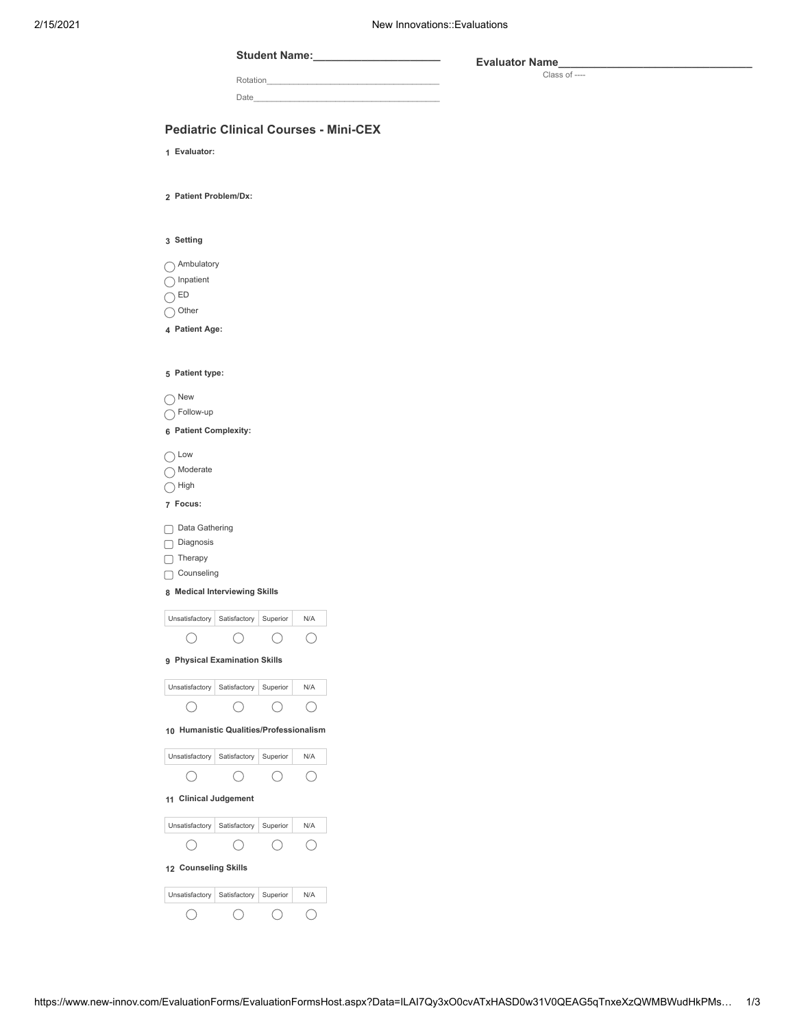**Student Name:____________________**

Rotation____________________________________

Date______________________________________

**Evaluator Name______________________________**

Class of ----

## Pediatric Clinical Courses - Mini-CEX

**1 Evaluator:**

**2 Patient Problem/Dx:**

**3 Setting**

- ◯ Ambulatory
- ◯ Inpatient
- ◯ ED
- ◯ Other

**4 Patient Age:**

**5 Patient type:**

- ◯ New
- ◯ Follow-up

**6 Patient Complexity:**

- ◯ Low
- ◯ Moderate
- ◯ High

**7 Focus:**

- ☐ Data Gathering
- ☐ Diagnosis
- ☐ Therapy
- ☐ Counseling

**8 Medical Interviewing Skills**

| Unsatisfactory | Satisfactory | Superior | N/A |
|---|---|---|---|
| ◯ | ◯ | ◯ | ◯ |

**9 Physical Examination Skills**

| Unsatisfactory | Satisfactory | Superior | N/A |
|---|---|---|---|
| ◯ | ◯ | ◯ | ◯ |

**10 Humanistic Qualities/Professionalism**

| Unsatisfactory | Satisfactory | Superior | N/A |
|---|---|---|---|
| ◯ | ◯ | ◯ | ◯ |

**11 Clinical Judgement**

| Unsatisfactory | Satisfactory | Superior | N/A |
|---|---|---|---|
| ◯ | ◯ | ◯ | ◯ |

**12 Counseling Skills**

| Unsatisfactory | Satisfactory | Superior | N/A |
|---|---|---|---|
| ◯ | ◯ | ◯ | ◯ |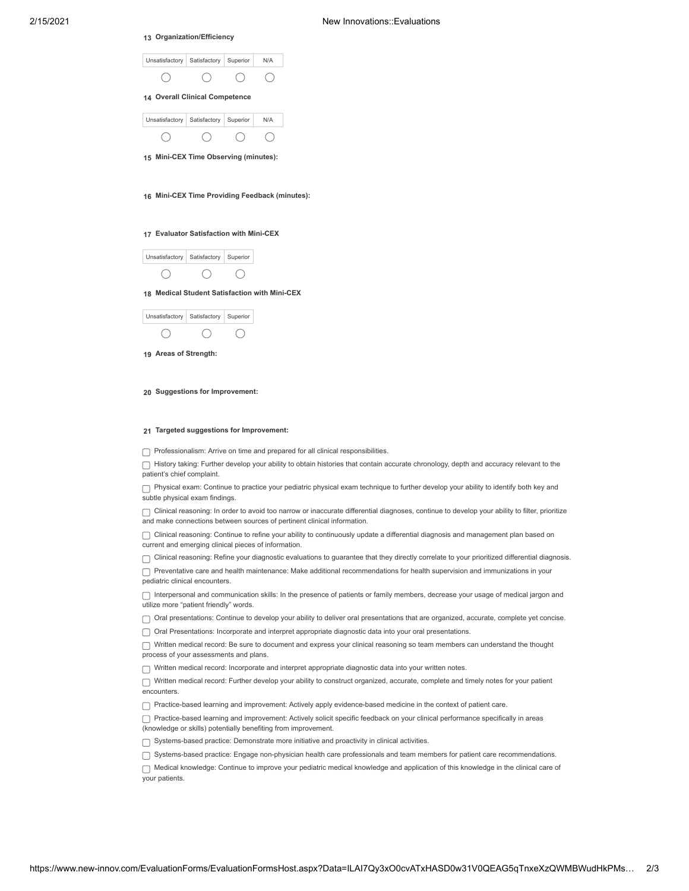**13 Organization/Efficiency**

| Unsatisfactory | Satisfactory | Superior | N/A |
|---|---|---|---|
| ◯ | ◯ | ◯ | ◯ |

**14 Overall Clinical Competence**

| Unsatisfactory | Satisfactory | Superior | N/A |
|---|---|---|---|
| ◯ | ◯ | ◯ | ◯ |

**15 Mini-CEX Time Observing (minutes):**

**16 Mini-CEX Time Providing Feedback (minutes):**

**17 Evaluator Satisfaction with Mini-CEX**

| Unsatisfactory | Satisfactory | Superior |
|---|---|---|
| ◯ | ◯ | ◯ |

**18 Medical Student Satisfaction with Mini-CEX**

| Unsatisfactory | Satisfactory | Superior |
|---|---|---|
| ◯ | ◯ | ◯ |

**19 Areas of Strength:**

**20 Suggestions for Improvement:**

**21 Targeted suggestions for Improvement:**

- ☐ Professionalism: Arrive on time and prepared for all clinical responsibilities.
- ☐ History taking: Further develop your ability to obtain histories that contain accurate chronology, depth and accuracy relevant to the patient's chief complaint.
- ☐ Physical exam: Continue to practice your pediatric physical exam technique to further develop your ability to identify both key and subtle physical exam findings.
- ☐ Clinical reasoning: In order to avoid too narrow or inaccurate differential diagnoses, continue to develop your ability to filter, prioritize and make connections between sources of pertinent clinical information.
- ☐ Clinical reasoning: Continue to refine your ability to continuously update a differential diagnosis and management plan based on current and emerging clinical pieces of information.
- ☐ Clinical reasoning: Refine your diagnostic evaluations to guarantee that they directly correlate to your prioritized differential diagnosis.
- ☐ Preventative care and health maintenance: Make additional recommendations for health supervision and immunizations in your pediatric clinical encounters.
- ☐ Interpersonal and communication skills: In the presence of patients or family members, decrease your usage of medical jargon and utilize more "patient friendly" words.
- ☐ Oral presentations: Continue to develop your ability to deliver oral presentations that are organized, accurate, complete yet concise.
- ☐ Oral Presentations: Incorporate and interpret appropriate diagnostic data into your oral presentations.
- ☐ Written medical record: Be sure to document and express your clinical reasoning so team members can understand the thought process of your assessments and plans.
- ☐ Written medical record: Incorporate and interpret appropriate diagnostic data into your written notes.
- ☐ Written medical record: Further develop your ability to construct organized, accurate, complete and timely notes for your patient encounters.
- ☐ Practice-based learning and improvement: Actively apply evidence-based medicine in the context of patient care.
- ☐ Practice-based learning and improvement: Actively solicit specific feedback on your clinical performance specifically in areas (knowledge or skills) potentially benefiting from improvement.
- ☐ Systems-based practice: Demonstrate more initiative and proactivity in clinical activities.
- ☐ Systems-based practice: Engage non-physician health care professionals and team members for patient care recommendations.
- ☐ Medical knowledge: Continue to improve your pediatric medical knowledge and application of this knowledge in the clinical care of your patients.